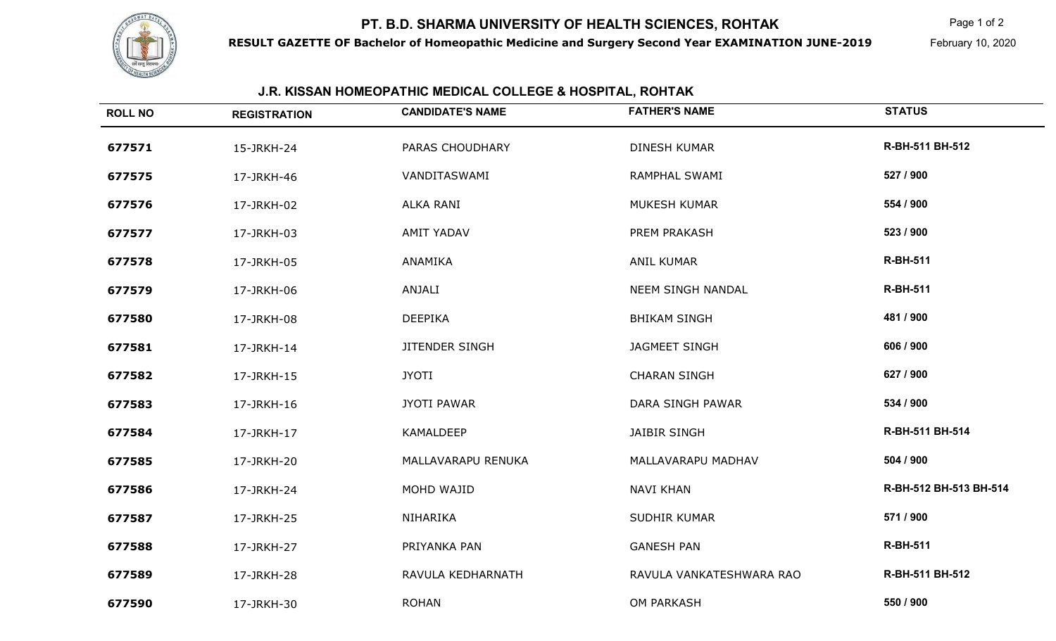# PT. B.D. SHARMA UNIVERSITY OF HEALTH SCIENCES, ROHTAK

**RESULT GAZETTE OF Bachelor of Homeopathic Medicine and Surgery Second Year EXAMINATION JUNE-2019**

February 10, 2020

## J.R. KISSAN HOMEOPATHIC MEDICAL COLLEGE & HOSPITAL, ROHTAK

| ROLL NO | REGISTRATION | CANDIDATE'S NAME | FATHER'S NAME | STATUS |
|---|---|---|---|---|
| 677571 | 15-JRKH-24 | PARAS CHOUDHARY | DINESH KUMAR | R-BH-511 BH-512 |
| 677575 | 17-JRKH-46 | VANDITASWAMI | RAMPHAL SWAMI | 527 / 900 |
| 677576 | 17-JRKH-02 | ALKA RANI | MUKESH KUMAR | 554 / 900 |
| 677577 | 17-JRKH-03 | AMIT YADAV | PREM PRAKASH | 523 / 900 |
| 677578 | 17-JRKH-05 | ANAMIKA | ANIL KUMAR | R-BH-511 |
| 677579 | 17-JRKH-06 | ANJALI | NEEM SINGH NANDAL | R-BH-511 |
| 677580 | 17-JRKH-08 | DEEPIKA | BHIKAM SINGH | 481 / 900 |
| 677581 | 17-JRKH-14 | JITENDER SINGH | JAGMEET SINGH | 606 / 900 |
| 677582 | 17-JRKH-15 | JYOTI | CHARAN SINGH | 627 / 900 |
| 677583 | 17-JRKH-16 | JYOTI PAWAR | DARA SINGH PAWAR | 534 / 900 |
| 677584 | 17-JRKH-17 | KAMALDEEP | JAIBIR SINGH | R-BH-511 BH-514 |
| 677585 | 17-JRKH-20 | MALLAVARAPU RENUKA | MALLAVARAPU MADHAV | 504 / 900 |
| 677586 | 17-JRKH-24 | MOHD WAJID | NAVI KHAN | R-BH-512 BH-513 BH-514 |
| 677587 | 17-JRKH-25 | NIHARIKA | SUDHIR KUMAR | 571 / 900 |
| 677588 | 17-JRKH-27 | PRIYANKA PAN | GANESH PAN | R-BH-511 |
| 677589 | 17-JRKH-28 | RAVULA KEDHARNATH | RAVULA VANKATESHWARA RAO | R-BH-511 BH-512 |
| 677590 | 17-JRKH-30 | ROHAN | OM PARKASH | 550 / 900 |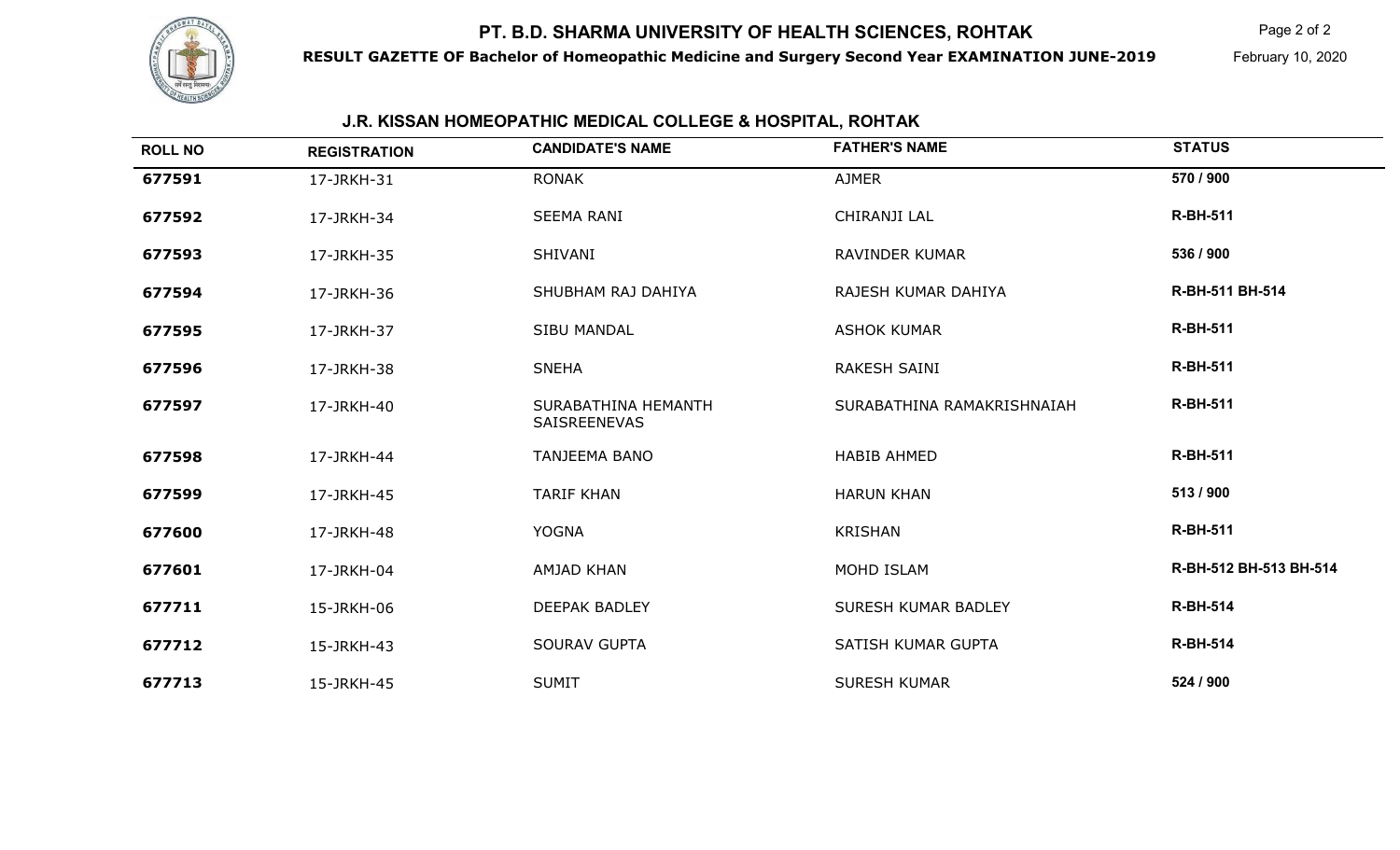# PT. B.D. SHARMA UNIVERSITY OF HEALTH SCIENCES, ROHTAK

**RESULT GAZETTE OF Bachelor of Homeopathic Medicine and Surgery Second Year EXAMINATION JUNE-2019**

February 10, 2020

## J.R. KISSAN HOMEOPATHIC MEDICAL COLLEGE & HOSPITAL, ROHTAK

| ROLL NO | REGISTRATION | CANDIDATE'S NAME | FATHER'S NAME | STATUS |
|---|---|---|---|---|
| 677591 | 17-JRKH-31 | RONAK | AJMER | 570 / 900 |
| 677592 | 17-JRKH-34 | SEEMA RANI | CHIRANJI LAL | R-BH-511 |
| 677593 | 17-JRKH-35 | SHIVANI | RAVINDER KUMAR | 536 / 900 |
| 677594 | 17-JRKH-36 | SHUBHAM RAJ DAHIYA | RAJESH KUMAR DAHIYA | R-BH-511 BH-514 |
| 677595 | 17-JRKH-37 | SIBU MANDAL | ASHOK KUMAR | R-BH-511 |
| 677596 | 17-JRKH-38 | SNEHA | RAKESH SAINI | R-BH-511 |
| 677597 | 17-JRKH-40 | SURABATHINA HEMANTH SAISREENEVAS | SURABATHINA RAMAKRISHNAIAH | R-BH-511 |
| 677598 | 17-JRKH-44 | TANJEEMA BANO | HABIB AHMED | R-BH-511 |
| 677599 | 17-JRKH-45 | TARIF KHAN | HARUN KHAN | 513 / 900 |
| 677600 | 17-JRKH-48 | YOGNA | KRISHAN | R-BH-511 |
| 677601 | 17-JRKH-04 | AMJAD KHAN | MOHD ISLAM | R-BH-512 BH-513 BH-514 |
| 677711 | 15-JRKH-06 | DEEPAK BADLEY | SURESH KUMAR BADLEY | R-BH-514 |
| 677712 | 15-JRKH-43 | SOURAV GUPTA | SATISH KUMAR GUPTA | R-BH-514 |
| 677713 | 15-JRKH-45 | SUMIT | SURESH KUMAR | 524 / 900 |